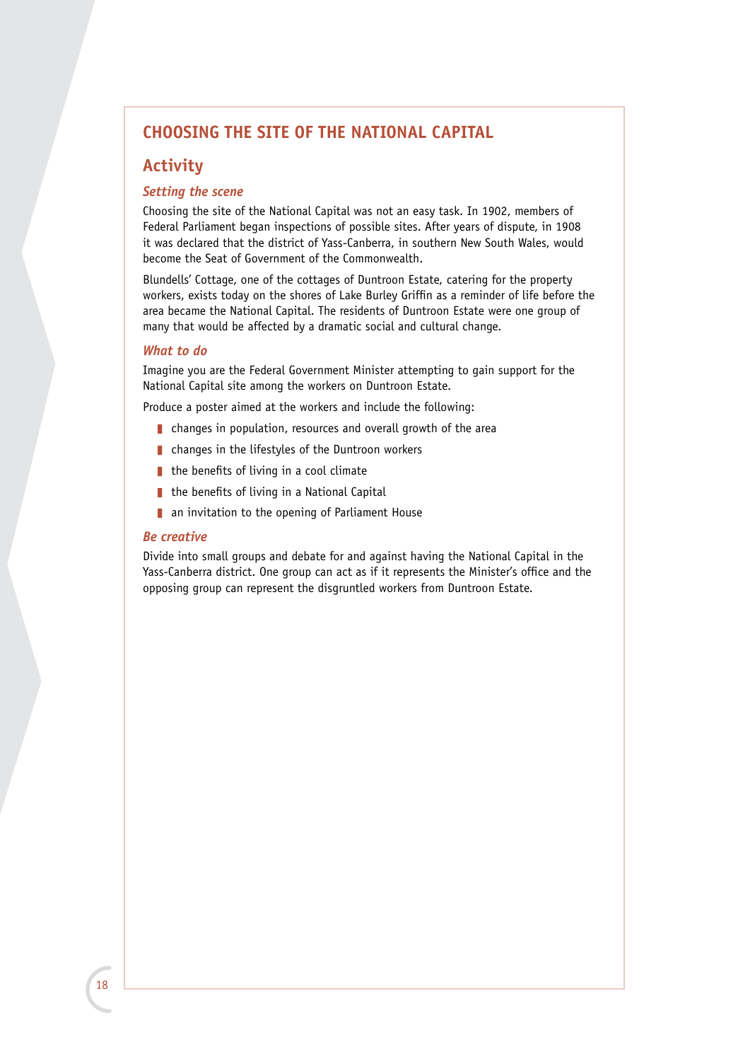# CHOOSING THE SITE OF THE NATIONAL CAPITAL

## Activity

### *Setting the scene*

Choosing the site of the National Capital was not an easy task. In 1902, members of Federal Parliament began inspections of possible sites. After years of dispute, in 1908 it was declared that the district of Yass-Canberra, in southern New South Wales, would become the Seat of Government of the Commonwealth.

Blundells' Cottage, one of the cottages of Duntroon Estate, catering for the property workers, exists today on the shores of Lake Burley Griffin as a reminder of life before the area became the National Capital. The residents of Duntroon Estate were one group of many that would be affected by a dramatic social and cultural change.

### *What to do*

Imagine you are the Federal Government Minister attempting to gain support for the National Capital site among the workers on Duntroon Estate.

Produce a poster aimed at the workers and include the following:

- changes in population, resources and overall growth of the area
- changes in the lifestyles of the Duntroon workers
- the benefits of living in a cool climate
- the benefits of living in a National Capital
- an invitation to the opening of Parliament House

### *Be creative*

Divide into small groups and debate for and against having the National Capital in the Yass-Canberra district. One group can act as if it represents the Minister's office and the opposing group can represent the disgruntled workers from Duntroon Estate.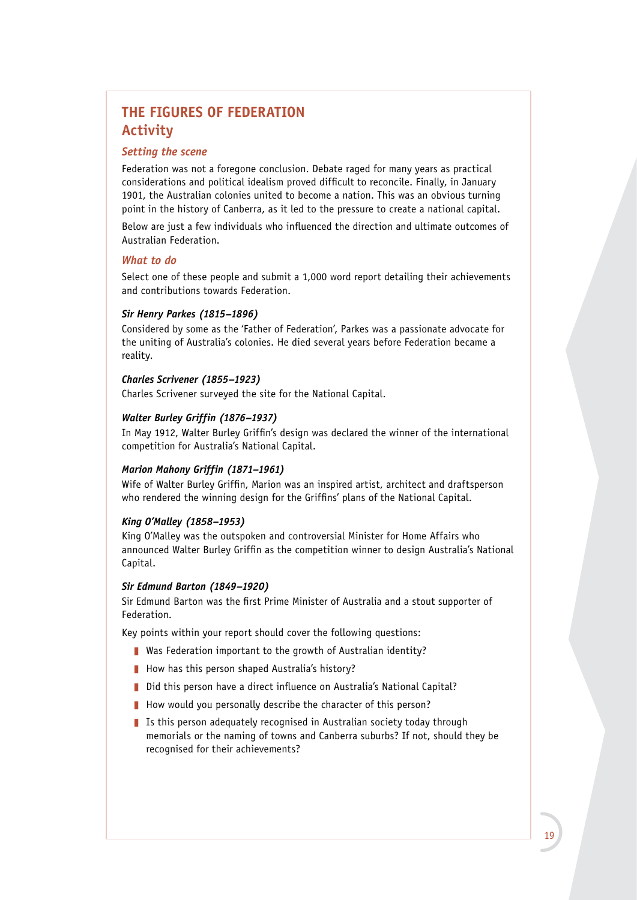# THE FIGURES OF FEDERATION

## Activity

### *Setting the scene*

Federation was not a foregone conclusion. Debate raged for many years as practical considerations and political idealism proved difficult to reconcile. Finally, in January 1901, the Australian colonies united to become a nation. This was an obvious turning point in the history of Canberra, as it led to the pressure to create a national capital.

Below are just a few individuals who influenced the direction and ultimate outcomes of Australian Federation.

### *What to do*

Select one of these people and submit a 1,000 word report detailing their achievements and contributions towards Federation.

***Sir Henry Parkes (1815–1896)***

Considered by some as the 'Father of Federation', Parkes was a passionate advocate for the uniting of Australia's colonies. He died several years before Federation became a reality.

***Charles Scrivener (1855–1923)***

Charles Scrivener surveyed the site for the National Capital.

***Walter Burley Griffin (1876–1937)***

In May 1912, Walter Burley Griffin's design was declared the winner of the international competition for Australia's National Capital.

***Marion Mahony Griffin (1871–1961)***

Wife of Walter Burley Griffin, Marion was an inspired artist, architect and draftsperson who rendered the winning design for the Griffins' plans of the National Capital.

***King O'Malley (1858–1953)***

King O'Malley was the outspoken and controversial Minister for Home Affairs who announced Walter Burley Griffin as the competition winner to design Australia's National Capital.

***Sir Edmund Barton (1849–1920)***

Sir Edmund Barton was the first Prime Minister of Australia and a stout supporter of Federation.

Key points within your report should cover the following questions:

- Was Federation important to the growth of Australian identity?
- How has this person shaped Australia's history?
- Did this person have a direct influence on Australia's National Capital?
- How would you personally describe the character of this person?
- Is this person adequately recognised in Australian society today through memorials or the naming of towns and Canberra suburbs? If not, should they be recognised for their achievements?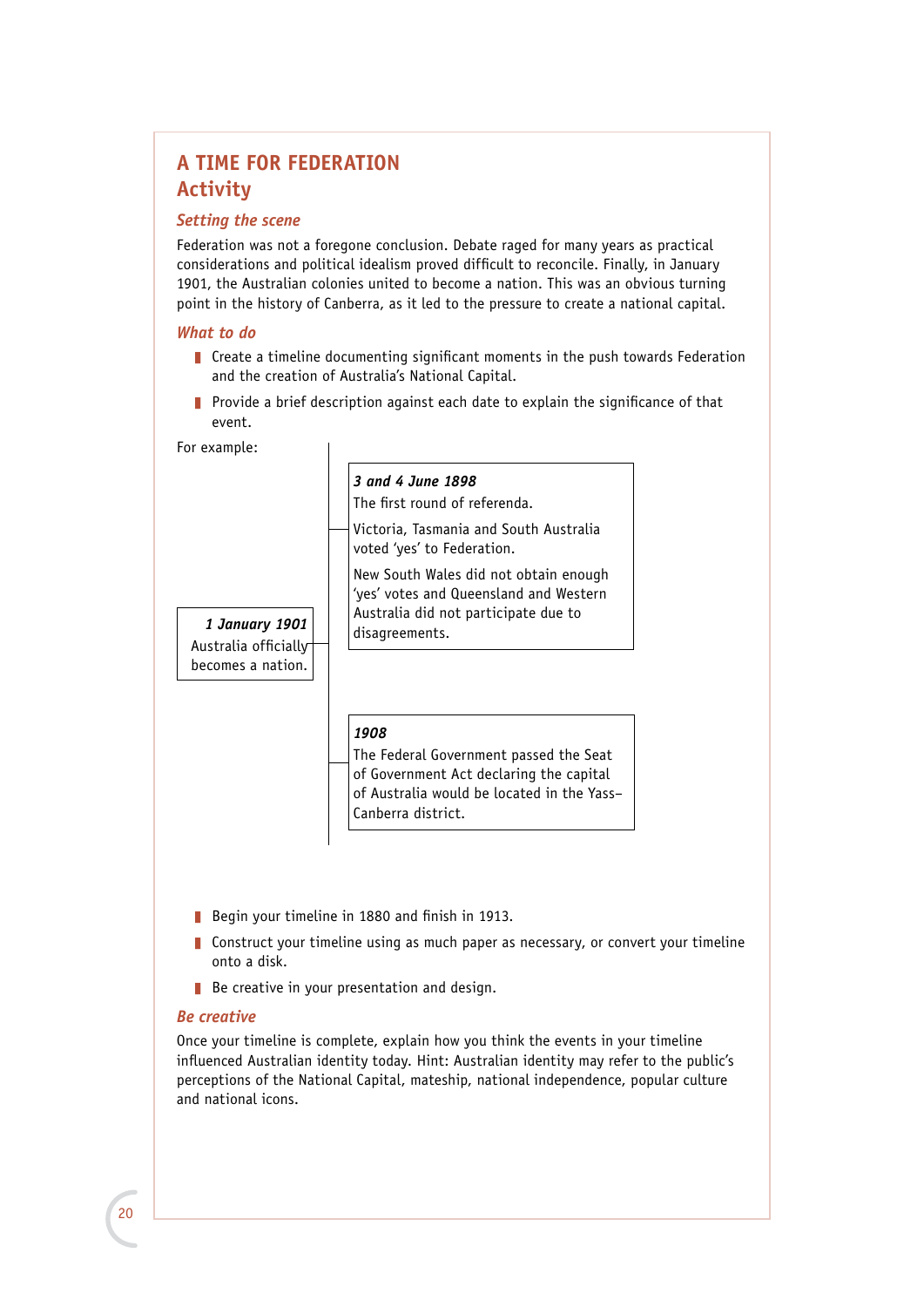## A TIME FOR FEDERATION

## Activity

### *Setting the scene*

Federation was not a foregone conclusion. Debate raged for many years as practical considerations and political idealism proved difficult to reconcile. Finally, in January 1901, the Australian colonies united to become a nation. This was an obvious turning point in the history of Canberra, as it led to the pressure to create a national capital.

### *What to do*

- Create a timeline documenting significant moments in the push towards Federation and the creation of Australia's National Capital.
- Provide a brief description against each date to explain the significance of that event.

For example:

***3 and 4 June 1898***
The first round of referenda.

Victoria, Tasmania and South Australia voted 'yes' to Federation.

New South Wales did not obtain enough 'yes' votes and Queensland and Western Australia did not participate due to disagreements.

***1 January 1901***
Australia officially becomes a nation.

***1908***
The Federal Government passed the Seat of Government Act declaring the capital of Australia would be located in the Yass–Canberra district.

- Begin your timeline in 1880 and finish in 1913.
- Construct your timeline using as much paper as necessary, or convert your timeline onto a disk.
- Be creative in your presentation and design.

### *Be creative*

Once your timeline is complete, explain how you think the events in your timeline influenced Australian identity today. Hint: Australian identity may refer to the public's perceptions of the National Capital, mateship, national independence, popular culture and national icons.